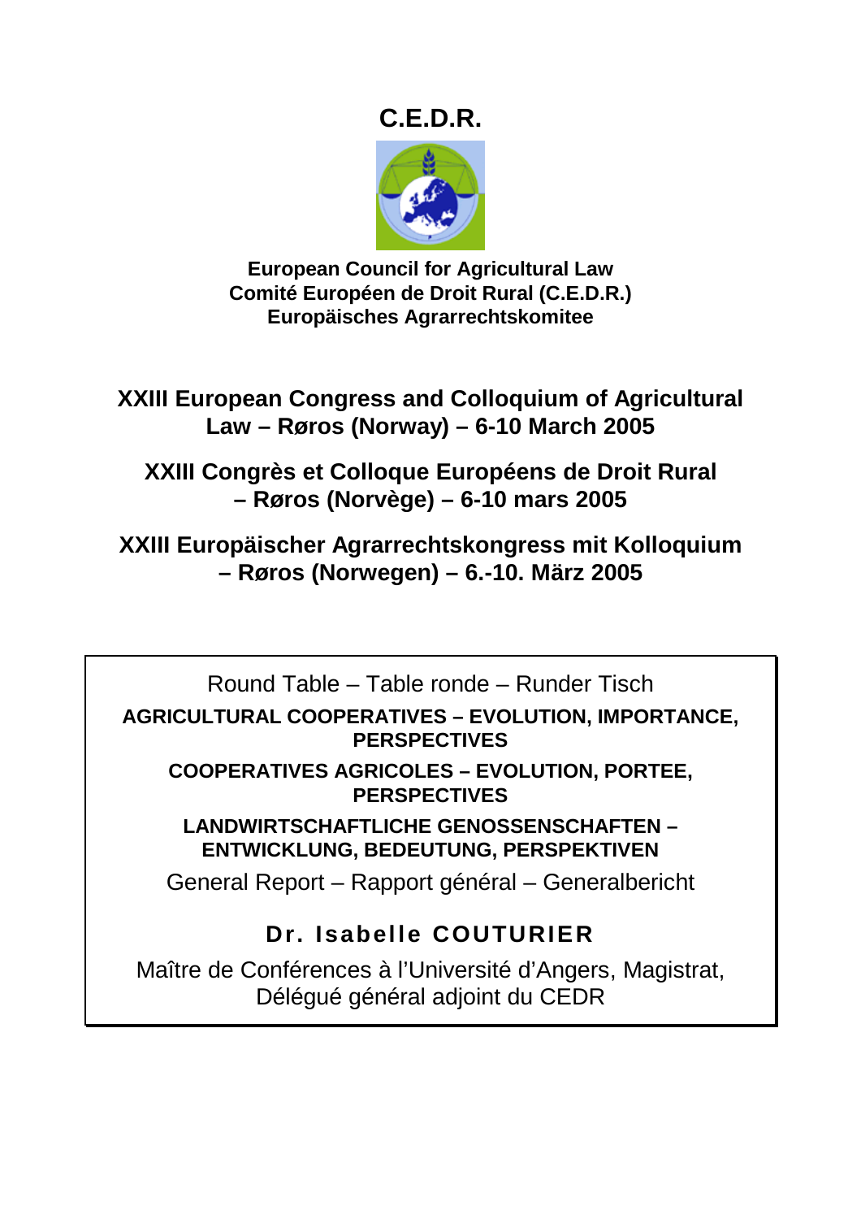# C.E.D.R.

**European Council for Agricultural Law**
**Comité Européen de Droit Rural (C.E.D.R.)**
**Europäisches Agrarrechtskomitee**

## XXIII European Congress and Colloquium of Agricultural Law – Røros (Norway) – 6-10 March 2005

## XXIII Congrès et Colloque Européens de Droit Rural – Røros (Norvège) – 6-10 mars 2005

## XXIII Europäischer Agrarrechtskongress mit Kolloquium – Røros (Norwegen) – 6.-10. März 2005

Round Table – Table ronde – Runder Tisch

**AGRICULTURAL COOPERATIVES – EVOLUTION, IMPORTANCE, PERSPECTIVES**

**COOPERATIVES AGRICOLES – EVOLUTION, PORTEE, PERSPECTIVES**

**LANDWIRTSCHAFTLICHE GENOSSENSCHAFTEN – ENTWICKLUNG, BEDEUTUNG, PERSPEKTIVEN**

General Report – Rapport général – Generalbericht

**Dr. Isabelle COUTURIER**

Maître de Conférences à l'Université d'Angers, Magistrat, Délégué général adjoint du CEDR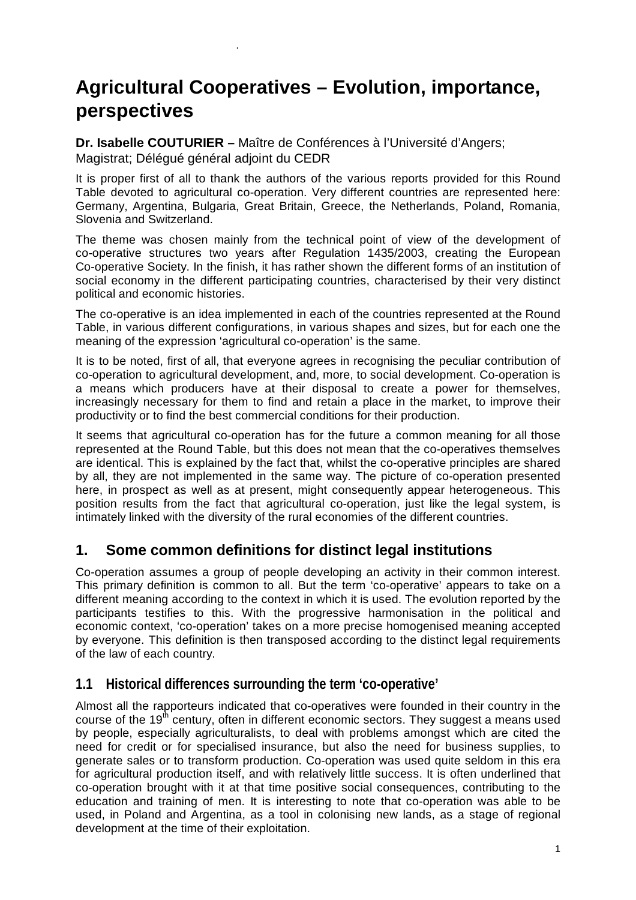# Agricultural Cooperatives – Evolution, importance, perspectives

**Dr. Isabelle COUTURIER –** Maître de Conférences à l'Université d'Angers; Magistrat; Délégué général adjoint du CEDR

It is proper first of all to thank the authors of the various reports provided for this Round Table devoted to agricultural co-operation. Very different countries are represented here: Germany, Argentina, Bulgaria, Great Britain, Greece, the Netherlands, Poland, Romania, Slovenia and Switzerland.

The theme was chosen mainly from the technical point of view of the development of co-operative structures two years after Regulation 1435/2003, creating the European Co-operative Society. In the finish, it has rather shown the different forms of an institution of social economy in the different participating countries, characterised by their very distinct political and economic histories.

The co-operative is an idea implemented in each of the countries represented at the Round Table, in various different configurations, in various shapes and sizes, but for each one the meaning of the expression 'agricultural co-operation' is the same.

It is to be noted, first of all, that everyone agrees in recognising the peculiar contribution of co-operation to agricultural development, and, more, to social development. Co-operation is a means which producers have at their disposal to create a power for themselves, increasingly necessary for them to find and retain a place in the market, to improve their productivity or to find the best commercial conditions for their production.

It seems that agricultural co-operation has for the future a common meaning for all those represented at the Round Table, but this does not mean that the co-operatives themselves are identical. This is explained by the fact that, whilst the co-operative principles are shared by all, they are not implemented in the same way. The picture of co-operation presented here, in prospect as well as at present, might consequently appear heterogeneous. This position results from the fact that agricultural co-operation, just like the legal system, is intimately linked with the diversity of the rural economies of the different countries.

## 1. Some common definitions for distinct legal institutions

Co-operation assumes a group of people developing an activity in their common interest. This primary definition is common to all. But the term 'co-operative' appears to take on a different meaning according to the context in which it is used. The evolution reported by the participants testifies to this. With the progressive harmonisation in the political and economic context, 'co-operation' takes on a more precise homogenised meaning accepted by everyone. This definition is then transposed according to the distinct legal requirements of the law of each country.

### 1.1 Historical differences surrounding the term 'co-operative'

Almost all the rapporteurs indicated that co-operatives were founded in their country in the course of the 19th century, often in different economic sectors. They suggest a means used by people, especially agriculturalists, to deal with problems amongst which are cited the need for credit or for specialised insurance, but also the need for business supplies, to generate sales or to transform production. Co-operation was used quite seldom in this era for agricultural production itself, and with relatively little success. It is often underlined that co-operation brought with it at that time positive social consequences, contributing to the education and training of men. It is interesting to note that co-operation was able to be used, in Poland and Argentina, as a tool in colonising new lands, as a stage of regional development at the time of their exploitation.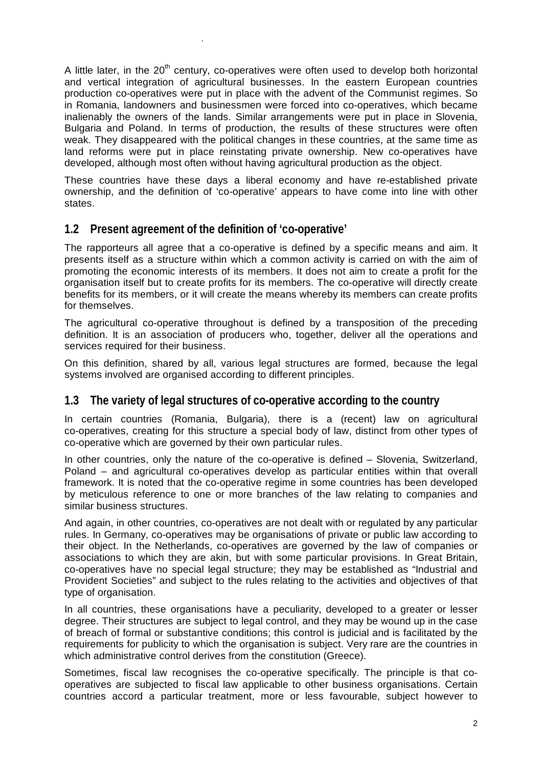A little later, in the 20th century, co-operatives were often used to develop both horizontal and vertical integration of agricultural businesses. In the eastern European countries production co-operatives were put in place with the advent of the Communist regimes. So in Romania, landowners and businessmen were forced into co-operatives, which became inalienably the owners of the lands. Similar arrangements were put in place in Slovenia, Bulgaria and Poland. In terms of production, the results of these structures were often weak. They disappeared with the political changes in these countries, at the same time as land reforms were put in place reinstating private ownership. New co-operatives have developed, although most often without having agricultural production as the object.

These countries have these days a liberal economy and have re-established private ownership, and the definition of 'co-operative' appears to have come into line with other states.

## 1.2 Present agreement of the definition of 'co-operative'

The rapporteurs all agree that a co-operative is defined by a specific means and aim. It presents itself as a structure within which a common activity is carried on with the aim of promoting the economic interests of its members. It does not aim to create a profit for the organisation itself but to create profits for its members. The co-operative will directly create benefits for its members, or it will create the means whereby its members can create profits for themselves.

The agricultural co-operative throughout is defined by a transposition of the preceding definition. It is an association of producers who, together, deliver all the operations and services required for their business.

On this definition, shared by all, various legal structures are formed, because the legal systems involved are organised according to different principles.

## 1.3 The variety of legal structures of co-operative according to the country

In certain countries (Romania, Bulgaria), there is a (recent) law on agricultural co-operatives, creating for this structure a special body of law, distinct from other types of co-operative which are governed by their own particular rules.

In other countries, only the nature of the co-operative is defined – Slovenia, Switzerland, Poland – and agricultural co-operatives develop as particular entities within that overall framework. It is noted that the co-operative regime in some countries has been developed by meticulous reference to one or more branches of the law relating to companies and similar business structures.

And again, in other countries, co-operatives are not dealt with or regulated by any particular rules. In Germany, co-operatives may be organisations of private or public law according to their object. In the Netherlands, co-operatives are governed by the law of companies or associations to which they are akin, but with some particular provisions. In Great Britain, co-operatives have no special legal structure; they may be established as "Industrial and Provident Societies" and subject to the rules relating to the activities and objectives of that type of organisation.

In all countries, these organisations have a peculiarity, developed to a greater or lesser degree. Their structures are subject to legal control, and they may be wound up in the case of breach of formal or substantive conditions; this control is judicial and is facilitated by the requirements for publicity to which the organisation is subject. Very rare are the countries in which administrative control derives from the constitution (Greece).

Sometimes, fiscal law recognises the co-operative specifically. The principle is that co-operatives are subjected to fiscal law applicable to other business organisations. Certain countries accord a particular treatment, more or less favourable, subject however to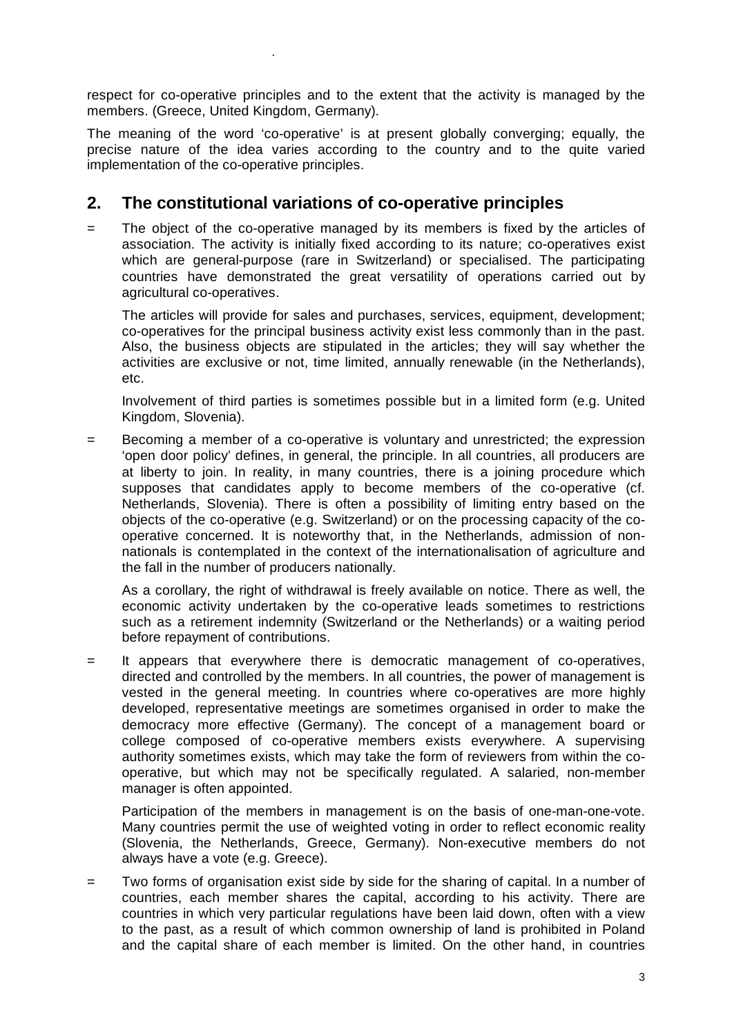respect for co-operative principles and to the extent that the activity is managed by the members. (Greece, United Kingdom, Germany).

The meaning of the word 'co-operative' is at present globally converging; equally, the precise nature of the idea varies according to the country and to the quite varied implementation of the co-operative principles.

## 2. The constitutional variations of co-operative principles

= The object of the co-operative managed by its members is fixed by the articles of association. The activity is initially fixed according to its nature; co-operatives exist which are general-purpose (rare in Switzerland) or specialised. The participating countries have demonstrated the great versatility of operations carried out by agricultural co-operatives.

The articles will provide for sales and purchases, services, equipment, development; co-operatives for the principal business activity exist less commonly than in the past. Also, the business objects are stipulated in the articles; they will say whether the activities are exclusive or not, time limited, annually renewable (in the Netherlands), etc.

Involvement of third parties is sometimes possible but in a limited form (e.g. United Kingdom, Slovenia).

= Becoming a member of a co-operative is voluntary and unrestricted; the expression 'open door policy' defines, in general, the principle. In all countries, all producers are at liberty to join. In reality, in many countries, there is a joining procedure which supposes that candidates apply to become members of the co-operative (cf. Netherlands, Slovenia). There is often a possibility of limiting entry based on the objects of the co-operative (e.g. Switzerland) or on the processing capacity of the co-operative concerned. It is noteworthy that, in the Netherlands, admission of non-nationals is contemplated in the context of the internationalisation of agriculture and the fall in the number of producers nationally.

As a corollary, the right of withdrawal is freely available on notice. There as well, the economic activity undertaken by the co-operative leads sometimes to restrictions such as a retirement indemnity (Switzerland or the Netherlands) or a waiting period before repayment of contributions.

= It appears that everywhere there is democratic management of co-operatives, directed and controlled by the members. In all countries, the power of management is vested in the general meeting. In countries where co-operatives are more highly developed, representative meetings are sometimes organised in order to make the democracy more effective (Germany). The concept of a management board or college composed of co-operative members exists everywhere. A supervising authority sometimes exists, which may take the form of reviewers from within the co-operative, but which may not be specifically regulated. A salaried, non-member manager is often appointed.

Participation of the members in management is on the basis of one-man-one-vote. Many countries permit the use of weighted voting in order to reflect economic reality (Slovenia, the Netherlands, Greece, Germany). Non-executive members do not always have a vote (e.g. Greece).

= Two forms of organisation exist side by side for the sharing of capital. In a number of countries, each member shares the capital, according to his activity. There are countries in which very particular regulations have been laid down, often with a view to the past, as a result of which common ownership of land is prohibited in Poland and the capital share of each member is limited. On the other hand, in countries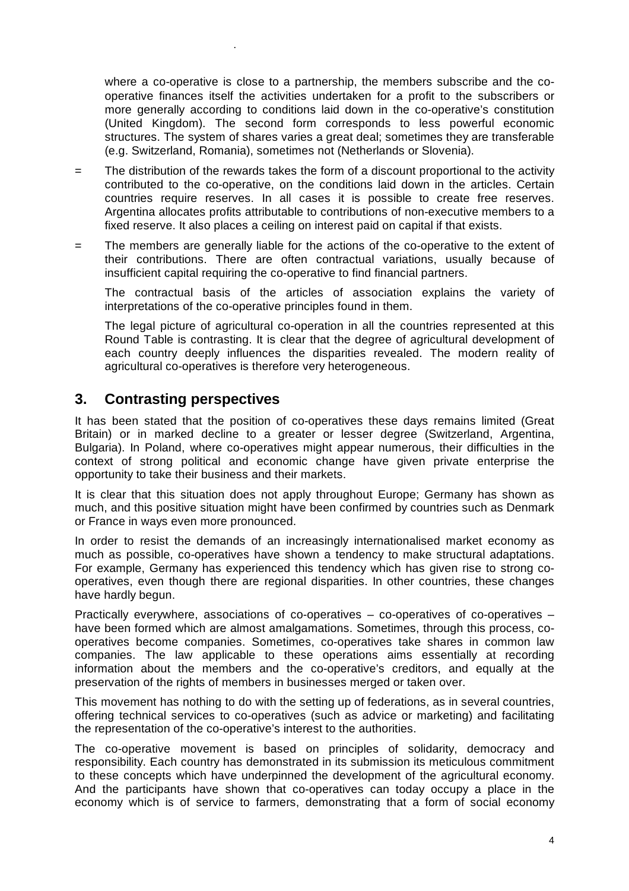where a co-operative is close to a partnership, the members subscribe and the co-operative finances itself the activities undertaken for a profit to the subscribers or more generally according to conditions laid down in the co-operative's constitution (United Kingdom). The second form corresponds to less powerful economic structures. The system of shares varies a great deal; sometimes they are transferable (e.g. Switzerland, Romania), sometimes not (Netherlands or Slovenia).

= The distribution of the rewards takes the form of a discount proportional to the activity contributed to the co-operative, on the conditions laid down in the articles. Certain countries require reserves. In all cases it is possible to create free reserves. Argentina allocates profits attributable to contributions of non-executive members to a fixed reserve. It also places a ceiling on interest paid on capital if that exists.

= The members are generally liable for the actions of the co-operative to the extent of their contributions. There are often contractual variations, usually because of insufficient capital requiring the co-operative to find financial partners.

The contractual basis of the articles of association explains the variety of interpretations of the co-operative principles found in them.

The legal picture of agricultural co-operation in all the countries represented at this Round Table is contrasting. It is clear that the degree of agricultural development of each country deeply influences the disparities revealed. The modern reality of agricultural co-operatives is therefore very heterogeneous.

## 3. Contrasting perspectives

It has been stated that the position of co-operatives these days remains limited (Great Britain) or in marked decline to a greater or lesser degree (Switzerland, Argentina, Bulgaria). In Poland, where co-operatives might appear numerous, their difficulties in the context of strong political and economic change have given private enterprise the opportunity to take their business and their markets.

It is clear that this situation does not apply throughout Europe; Germany has shown as much, and this positive situation might have been confirmed by countries such as Denmark or France in ways even more pronounced.

In order to resist the demands of an increasingly internationalised market economy as much as possible, co-operatives have shown a tendency to make structural adaptations. For example, Germany has experienced this tendency which has given rise to strong co-operatives, even though there are regional disparities. In other countries, these changes have hardly begun.

Practically everywhere, associations of co-operatives – co-operatives of co-operatives – have been formed which are almost amalgamations. Sometimes, through this process, co-operatives become companies. Sometimes, co-operatives take shares in common law companies. The law applicable to these operations aims essentially at recording information about the members and the co-operative's creditors, and equally at the preservation of the rights of members in businesses merged or taken over.

This movement has nothing to do with the setting up of federations, as in several countries, offering technical services to co-operatives (such as advice or marketing) and facilitating the representation of the co-operative's interest to the authorities.

The co-operative movement is based on principles of solidarity, democracy and responsibility. Each country has demonstrated in its submission its meticulous commitment to these concepts which have underpinned the development of the agricultural economy. And the participants have shown that co-operatives can today occupy a place in the economy which is of service to farmers, demonstrating that a form of social economy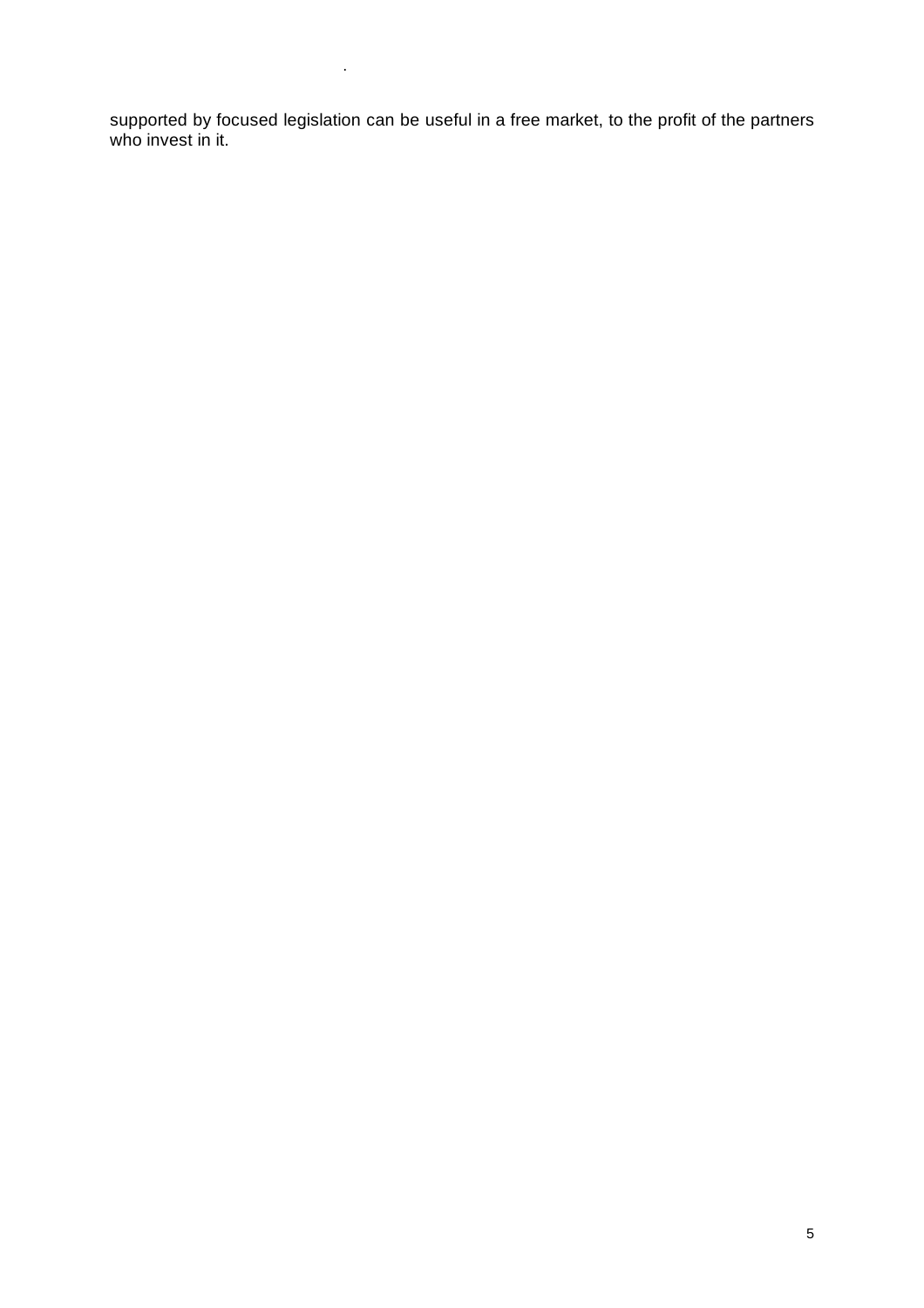supported by focused legislation can be useful in a free market, to the profit of the partners who invest in it.